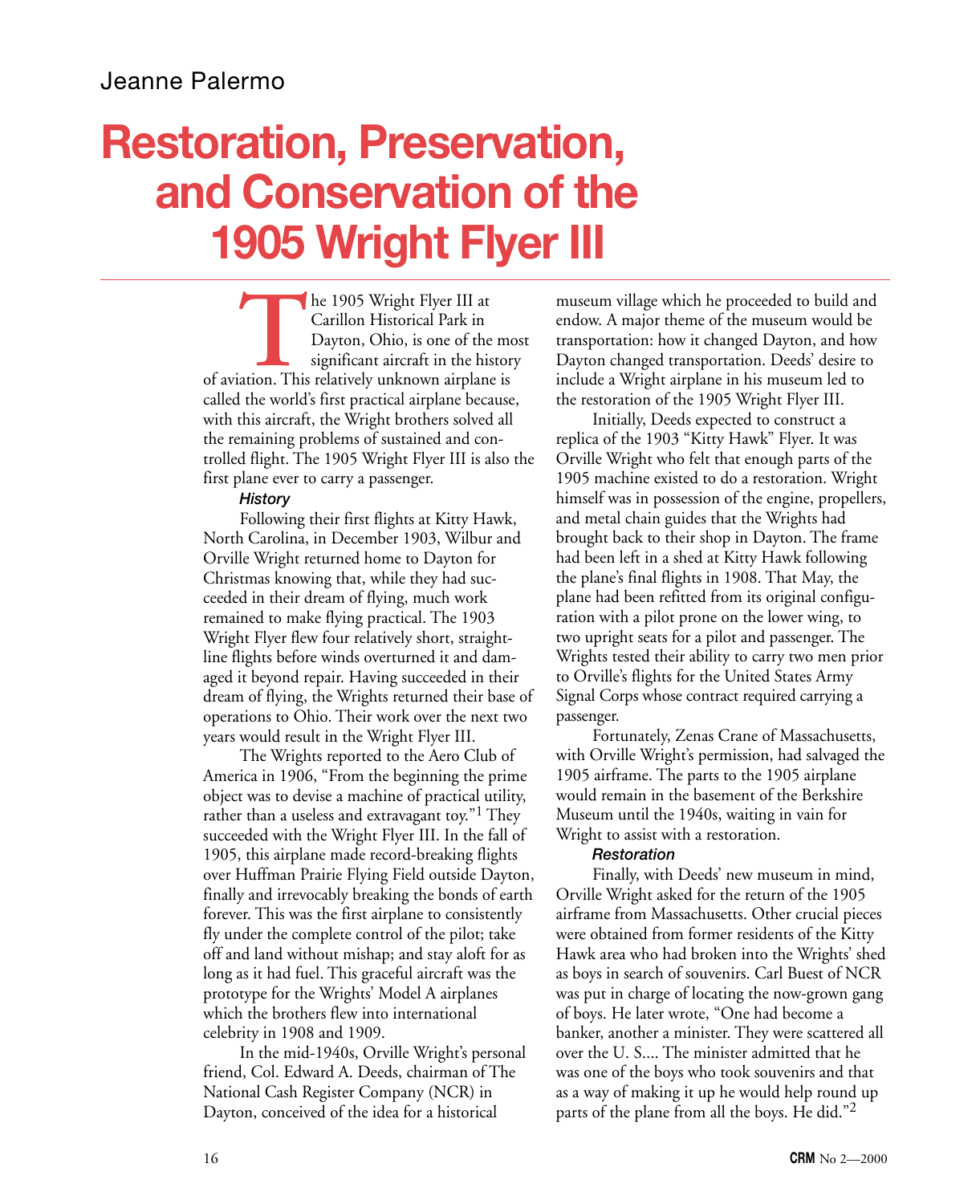Jeanne Palermo

# Restoration, Preservation, and Conservation of the 1905 Wright Flyer III

The 1905 Wright Flyer III at Carillon Historical Park in Dayton, Ohio, is one of the most significant aircraft in the history of aviation. This relatively unknown airplane is called the world's first practical airplane because, with this aircraft, the Wright brothers solved all the remaining problems of sustained and controlled flight. The 1905 Wright Flyer III is also the first plane ever to carry a passenger.

### *History*

Following their first flights at Kitty Hawk, North Carolina, in December 1903, Wilbur and Orville Wright returned home to Dayton for Christmas knowing that, while they had succeeded in their dream of flying, much work remained to make flying practical. The 1903 Wright Flyer flew four relatively short, straight-line flights before winds overturned it and damaged it beyond repair. Having succeeded in their dream of flying, the Wrights returned their base of operations to Ohio. Their work over the next two years would result in the Wright Flyer III.

The Wrights reported to the Aero Club of America in 1906, "From the beginning the prime object was to devise a machine of practical utility, rather than a useless and extravagant toy."[1] They succeeded with the Wright Flyer III. In the fall of 1905, this airplane made record-breaking flights over Huffman Prairie Flying Field outside Dayton, finally and irrevocably breaking the bonds of earth forever. This was the first airplane to consistently fly under the complete control of the pilot; take off and land without mishap; and stay aloft for as long as it had fuel. This graceful aircraft was the prototype for the Wrights' Model A airplanes which the brothers flew into international celebrity in 1908 and 1909.

In the mid-1940s, Orville Wright's personal friend, Col. Edward A. Deeds, chairman of The National Cash Register Company (NCR) in Dayton, conceived of the idea for a historical museum village which he proceeded to build and endow. A major theme of the museum would be transportation: how it changed Dayton, and how Dayton changed transportation. Deeds' desire to include a Wright airplane in his museum led to the restoration of the 1905 Wright Flyer III.

Initially, Deeds expected to construct a replica of the 1903 "Kitty Hawk" Flyer. It was Orville Wright who felt that enough parts of the 1905 machine existed to do a restoration. Wright himself was in possession of the engine, propellers, and metal chain guides that the Wrights had brought back to their shop in Dayton. The frame had been left in a shed at Kitty Hawk following the plane's final flights in 1908. That May, the plane had been refitted from its original configuration with a pilot prone on the lower wing, to two upright seats for a pilot and passenger. The Wrights tested their ability to carry two men prior to Orville's flights for the United States Army Signal Corps whose contract required carrying a passenger.

Fortunately, Zenas Crane of Massachusetts, with Orville Wright's permission, had salvaged the 1905 airframe. The parts to the 1905 airplane would remain in the basement of the Berkshire Museum until the 1940s, waiting in vain for Wright to assist with a restoration.

### *Restoration*

Finally, with Deeds' new museum in mind, Orville Wright asked for the return of the 1905 airframe from Massachusetts. Other crucial pieces were obtained from former residents of the Kitty Hawk area who had broken into the Wrights' shed as boys in search of souvenirs. Carl Buest of NCR was put in charge of locating the now-grown gang of boys. He later wrote, "One had become a banker, another a minister. They were scattered all over the U. S.... The minister admitted that he was one of the boys who took souvenirs and that as a way of making it up he would help round up parts of the plane from all the boys. He did."[2]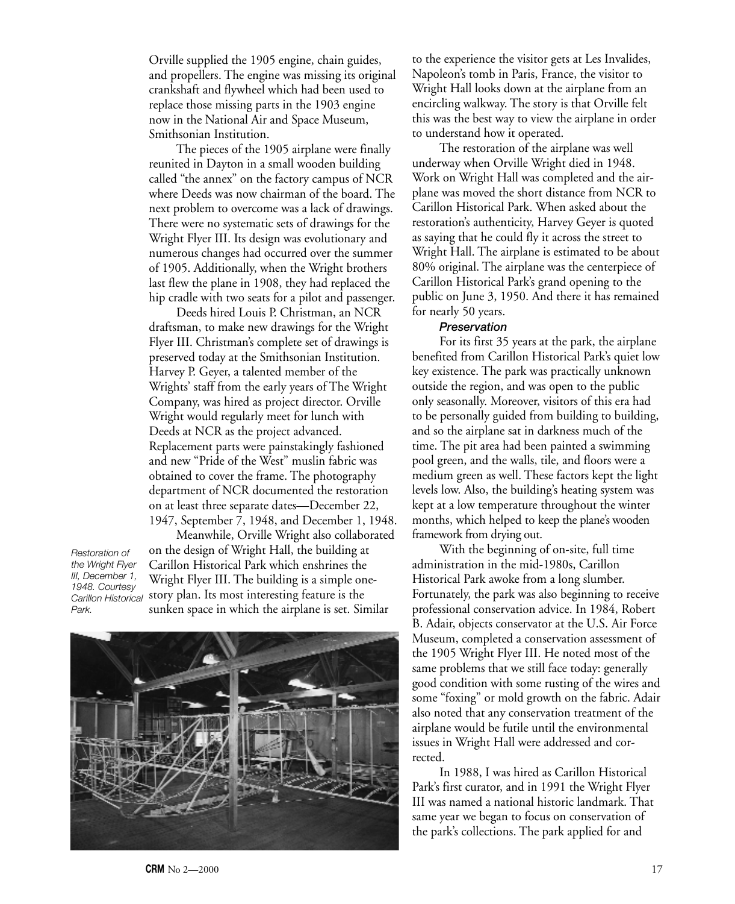Orville supplied the 1905 engine, chain guides, and propellers. The engine was missing its original crankshaft and flywheel which had been used to replace those missing parts in the 1903 engine now in the National Air and Space Museum, Smithsonian Institution.

The pieces of the 1905 airplane were finally reunited in Dayton in a small wooden building called "the annex" on the factory campus of NCR where Deeds was now chairman of the board. The next problem to overcome was a lack of drawings. There were no systematic sets of drawings for the Wright Flyer III. Its design was evolutionary and numerous changes had occurred over the summer of 1905. Additionally, when the Wright brothers last flew the plane in 1908, they had replaced the hip cradle with two seats for a pilot and passenger.

Deeds hired Louis P. Christman, an NCR draftsman, to make new drawings for the Wright Flyer III. Christman's complete set of drawings is preserved today at the Smithsonian Institution. Harvey P. Geyer, a talented member of the Wrights' staff from the early years of The Wright Company, was hired as project director. Orville Wright would regularly meet for lunch with Deeds at NCR as the project advanced. Replacement parts were painstakingly fashioned and new "Pride of the West" muslin fabric was obtained to cover the frame. The photography department of NCR documented the restoration on at least three separate dates—December 22, 1947, September 7, 1948, and December 1, 1948.

Meanwhile, Orville Wright also collaborated on the design of Wright Hall, the building at Carillon Historical Park which enshrines the Wright Flyer III. The building is a simple one-story plan. Its most interesting feature is the sunken space in which the airplane is set. Similar to the experience the visitor gets at Les Invalides, Napoleon's tomb in Paris, France, the visitor to Wright Hall looks down at the airplane from an encircling walkway. The story is that Orville felt this was the best way to view the airplane in order to understand how it operated.

*Restoration of the Wright Flyer III, December 1, 1948. Courtesy Carillon Historical Park.*

The restoration of the airplane was well underway when Orville Wright died in 1948. Work on Wright Hall was completed and the airplane was moved the short distance from NCR to Carillon Historical Park. When asked about the restoration's authenticity, Harvey Geyer is quoted as saying that he could fly it across the street to Wright Hall. The airplane is estimated to be about 80% original. The airplane was the centerpiece of Carillon Historical Park's grand opening to the public on June 3, 1950. And there it has remained for nearly 50 years.

### *Preservation*

For its first 35 years at the park, the airplane benefited from Carillon Historical Park's quiet low key existence. The park was practically unknown outside the region, and was open to the public only seasonally. Moreover, visitors of this era had to be personally guided from building to building, and so the airplane sat in darkness much of the time. The pit area had been painted a swimming pool green, and the walls, tile, and floors were a medium green as well. These factors kept the light levels low. Also, the building's heating system was kept at a low temperature throughout the winter months, which helped to keep the plane's wooden framework from drying out.

With the beginning of on-site, full time administration in the mid-1980s, Carillon Historical Park awoke from a long slumber. Fortunately, the park was also beginning to receive professional conservation advice. In 1984, Robert B. Adair, objects conservator at the U.S. Air Force Museum, completed a conservation assessment of the 1905 Wright Flyer III. He noted most of the same problems that we still face today: generally good condition with some rusting of the wires and some "foxing" or mold growth on the fabric. Adair also noted that any conservation treatment of the airplane would be futile until the environmental issues in Wright Hall were addressed and corrected.

In 1988, I was hired as Carillon Historical Park's first curator, and in 1991 the Wright Flyer III was named a national historic landmark. That same year we began to focus on conservation of the park's collections. The park applied for and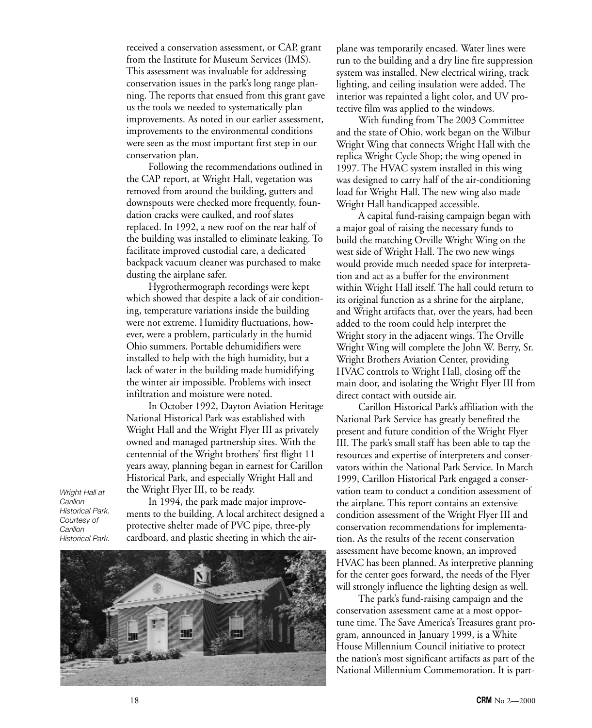received a conservation assessment, or CAP, grant from the Institute for Museum Services (IMS). This assessment was invaluable for addressing conservation issues in the park's long range planning. The reports that ensued from this grant gave us the tools we needed to systematically plan improvements. As noted in our earlier assessment, improvements to the environmental conditions were seen as the most important first step in our conservation plan.

Following the recommendations outlined in the CAP report, at Wright Hall, vegetation was removed from around the building, gutters and downspouts were checked more frequently, foundation cracks were caulked, and roof slates replaced. In 1992, a new roof on the rear half of the building was installed to eliminate leaking. To facilitate improved custodial care, a dedicated backpack vacuum cleaner was purchased to make dusting the airplane safer.

Hygrothermograph recordings were kept which showed that despite a lack of air conditioning, temperature variations inside the building were not extreme. Humidity fluctuations, however, were a problem, particularly in the humid Ohio summers. Portable dehumidifiers were installed to help with the high humidity, but a lack of water in the building made humidifying the winter air impossible. Problems with insect infiltration and moisture were noted.

In October 1992, Dayton Aviation Heritage National Historical Park was established with Wright Hall and the Wright Flyer III as privately owned and managed partnership sites. With the centennial of the Wright brothers' first flight 11 years away, planning began in earnest for Carillon Historical Park, and especially Wright Hall and the Wright Flyer III, to be ready.

In 1994, the park made major improvements to the building. A local architect designed a protective shelter made of PVC pipe, three-ply cardboard, and plastic sheeting in which the airplane was temporarily encased. Water lines were run to the building and a dry line fire suppression system was installed. New electrical wiring, track lighting, and ceiling insulation were added. The interior was repainted a light color, and UV protective film was applied to the windows.

*Wright Hall at Carillon Historical Park. Courtesy of Carillon Historical Park.*

With funding from The 2003 Committee and the state of Ohio, work began on the Wilbur Wright Wing that connects Wright Hall with the replica Wright Cycle Shop; the wing opened in 1997. The HVAC system installed in this wing was designed to carry half of the air-conditioning load for Wright Hall. The new wing also made Wright Hall handicapped accessible.

A capital fund-raising campaign began with a major goal of raising the necessary funds to build the matching Orville Wright Wing on the west side of Wright Hall. The two new wings would provide much needed space for interpretation and act as a buffer for the environment within Wright Hall itself. The hall could return to its original function as a shrine for the airplane, and Wright artifacts that, over the years, had been added to the room could help interpret the Wright story in the adjacent wings. The Orville Wright Wing will complete the John W. Berry, Sr. Wright Brothers Aviation Center, providing HVAC controls to Wright Hall, closing off the main door, and isolating the Wright Flyer III from direct contact with outside air.

Carillon Historical Park's affiliation with the National Park Service has greatly benefited the present and future condition of the Wright Flyer III. The park's small staff has been able to tap the resources and expertise of interpreters and conservators within the National Park Service. In March 1999, Carillon Historical Park engaged a conservation team to conduct a condition assessment of the airplane. This report contains an extensive condition assessment of the Wright Flyer III and conservation recommendations for implementation. As the results of the recent conservation assessment have become known, an improved HVAC has been planned. As interpretive planning for the center goes forward, the needs of the Flyer will strongly influence the lighting design as well.

The park's fund-raising campaign and the conservation assessment came at a most opportune time. The Save America's Treasures grant program, announced in January 1999, is a White House Millennium Council initiative to protect the nation's most significant artifacts as part of the National Millennium Commemoration. It is part-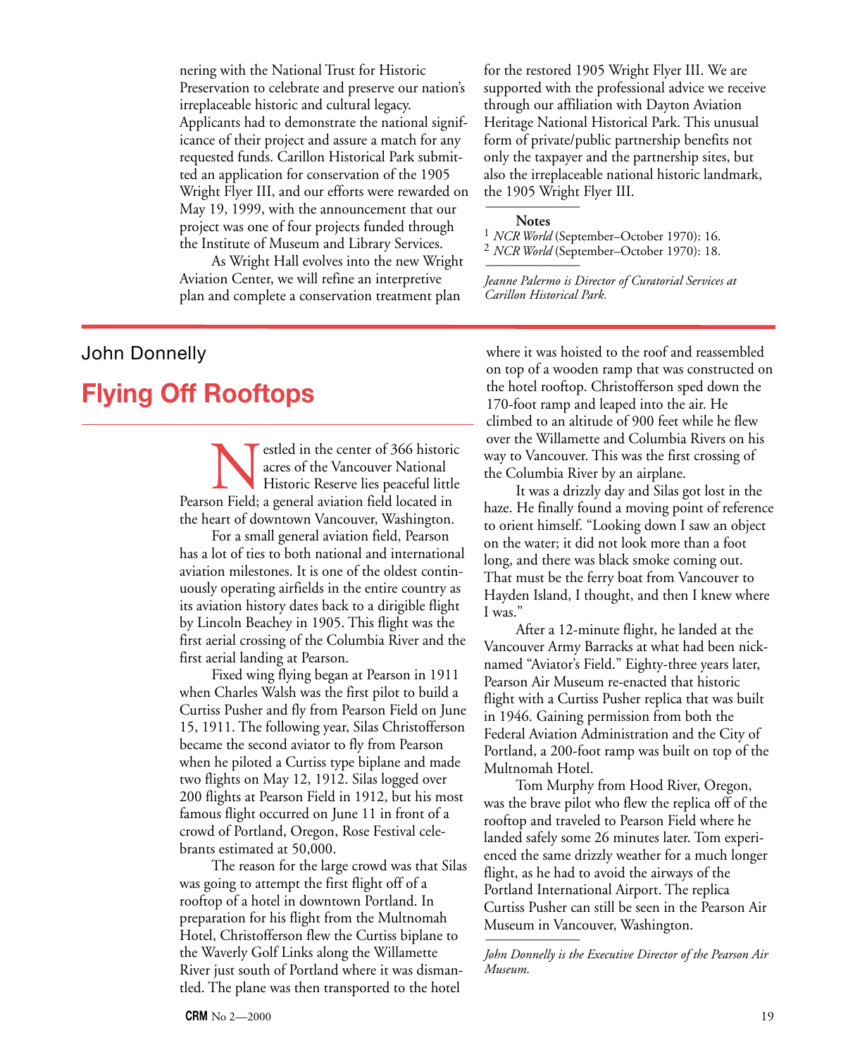nering with the National Trust for Historic Preservation to celebrate and preserve our nation's irreplaceable historic and cultural legacy. Applicants had to demonstrate the national significance of their project and assure a match for any requested funds. Carillon Historical Park submitted an application for conservation of the 1905 Wright Flyer III, and our efforts were rewarded on May 19, 1999, with the announcement that our project was one of four projects funded through the Institute of Museum and Library Services.

As Wright Hall evolves into the new Wright Aviation Center, we will refine an interpretive plan and complete a conservation treatment plan for the restored 1905 Wright Flyer III. We are supported with the professional advice we receive through our affiliation with Dayton Aviation Heritage National Historical Park. This unusual form of private/public partnership benefits not only the taxpayer and the partnership sites, but also the irreplaceable national historic landmark, the 1905 Wright Flyer III.

---

**Notes**

[1] *NCR World* (September–October 1970): 16.

[2] *NCR World* (September–October 1970): 18.

---

*Jeanne Palermo is Director of Curatorial Services at Carillon Historical Park.*

John Donnelly

# Flying Off Rooftops

Nestled in the center of 366 historic acres of the Vancouver National Historic Reserve lies peaceful little Pearson Field; a general aviation field located in the heart of downtown Vancouver, Washington.

For a small general aviation field, Pearson has a lot of ties to both national and international aviation milestones. It is one of the oldest continuously operating airfields in the entire country as its aviation history dates back to a dirigible flight by Lincoln Beachey in 1905. This flight was the first aerial crossing of the Columbia River and the first aerial landing at Pearson.

Fixed wing flying began at Pearson in 1911 when Charles Walsh was the first pilot to build a Curtiss Pusher and fly from Pearson Field on June 15, 1911. The following year, Silas Christofferson became the second aviator to fly from Pearson when he piloted a Curtiss type biplane and made two flights on May 12, 1912. Silas logged over 200 flights at Pearson Field in 1912, but his most famous flight occurred on June 11 in front of a crowd of Portland, Oregon, Rose Festival celebrants estimated at 50,000.

The reason for the large crowd was that Silas was going to attempt the first flight off of a rooftop of a hotel in downtown Portland. In preparation for his flight from the Multnomah Hotel, Christofferson flew the Curtiss biplane to the Waverly Golf Links along the Willamette River just south of Portland where it was dismantled. The plane was then transported to the hotel where it was hoisted to the roof and reassembled on top of a wooden ramp that was constructed on the hotel rooftop. Christofferson sped down the 170-foot ramp and leaped into the air. He climbed to an altitude of 900 feet while he flew over the Willamette and Columbia Rivers on his way to Vancouver. This was the first crossing of the Columbia River by an airplane.

It was a drizzly day and Silas got lost in the haze. He finally found a moving point of reference to orient himself. "Looking down I saw an object on the water; it did not look more than a foot long, and there was black smoke coming out. That must be the ferry boat from Vancouver to Hayden Island, I thought, and then I knew where I was."

After a 12-minute flight, he landed at the Vancouver Army Barracks at what had been nicknamed "Aviator's Field." Eighty-three years later, Pearson Air Museum re-enacted that historic flight with a Curtiss Pusher replica that was built in 1946. Gaining permission from both the Federal Aviation Administration and the City of Portland, a 200-foot ramp was built on top of the Multnomah Hotel.

Tom Murphy from Hood River, Oregon, was the brave pilot who flew the replica off of the rooftop and traveled to Pearson Field where he landed safely some 26 minutes later. Tom experienced the same drizzly weather for a much longer flight, as he had to avoid the airways of the Portland International Airport. The replica Curtiss Pusher can still be seen in the Pearson Air Museum in Vancouver, Washington.

---

*John Donnelly is the Executive Director of the Pearson Air Museum.*